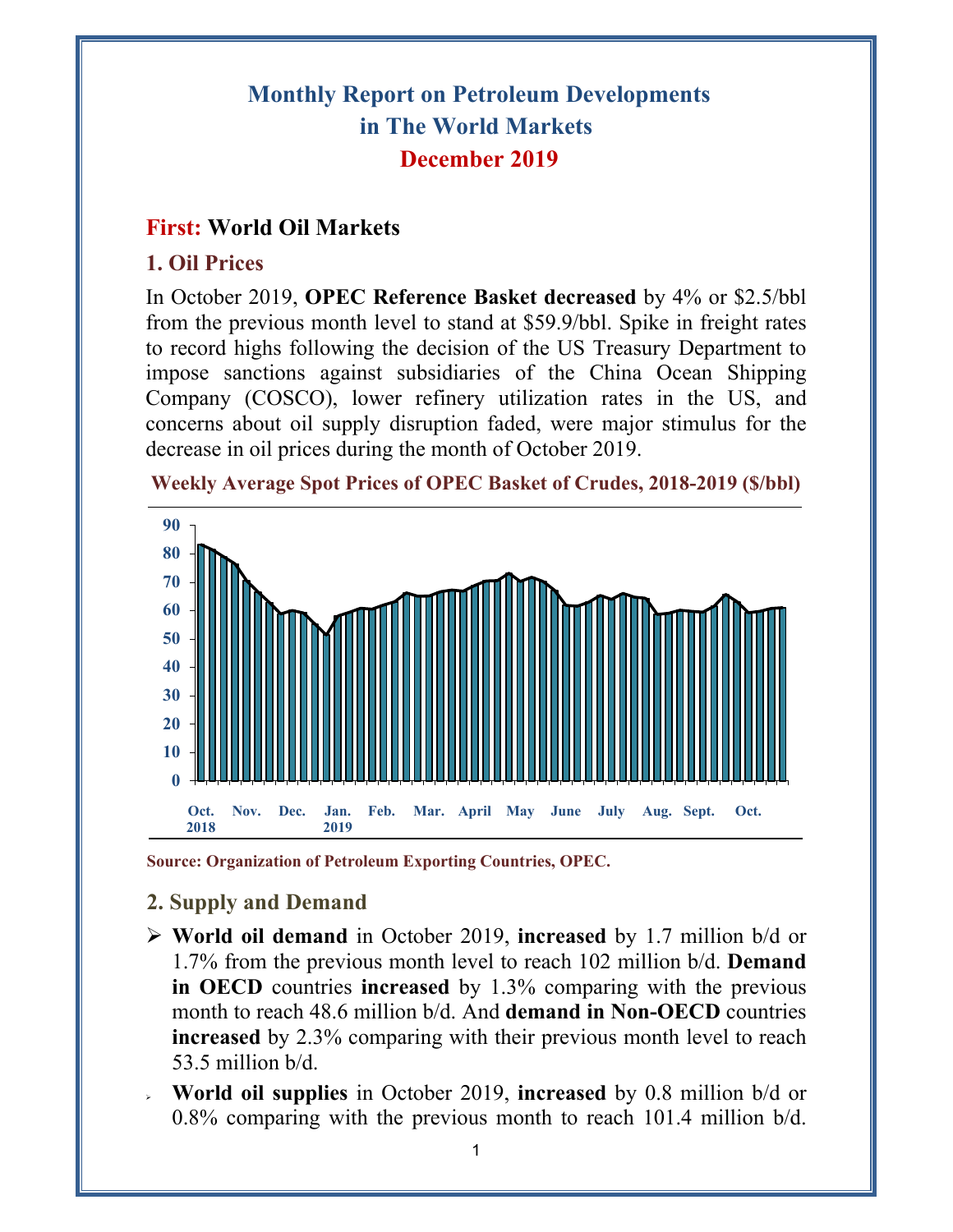# Monthly Report on Petroleum Developments in The World Markets

## December 2019

## First: World Oil Markets

### 1. Oil Prices

In October 2019, **OPEC Reference Basket decreased** by 4% or $2.5/bbl from the previous month level to stand at $59.9/bbl. Spike in freight rates to record highs following the decision of the US Treasury Department to impose sanctions against subsidiaries of the China Ocean Shipping Company (COSCO), lower refinery utilization rates in the US, and concerns about oil supply disruption faded, were major stimulus for the decrease in oil prices during the month of October 2019.

**Weekly Average Spot Prices of OPEC Basket of Crudes, 2018-2019 ($/bbl)**

Source: Organization of Petroleum Exporting Countries, OPEC.

### 2. Supply and Demand

- **World oil demand** in October 2019, **increased** by 1.7 million b/d or 1.7% from the previous month level to reach 102 million b/d. **Demand in OECD** countries **increased** by 1.3% comparing with the previous month to reach 48.6 million b/d. And **demand in Non-OECD** countries **increased** by 2.3% comparing with their previous month level to reach 53.5 million b/d.
- **World oil supplies** in October 2019, **increased** by 0.8 million b/d or 0.8% comparing with the previous month to reach 101.4 million b/d.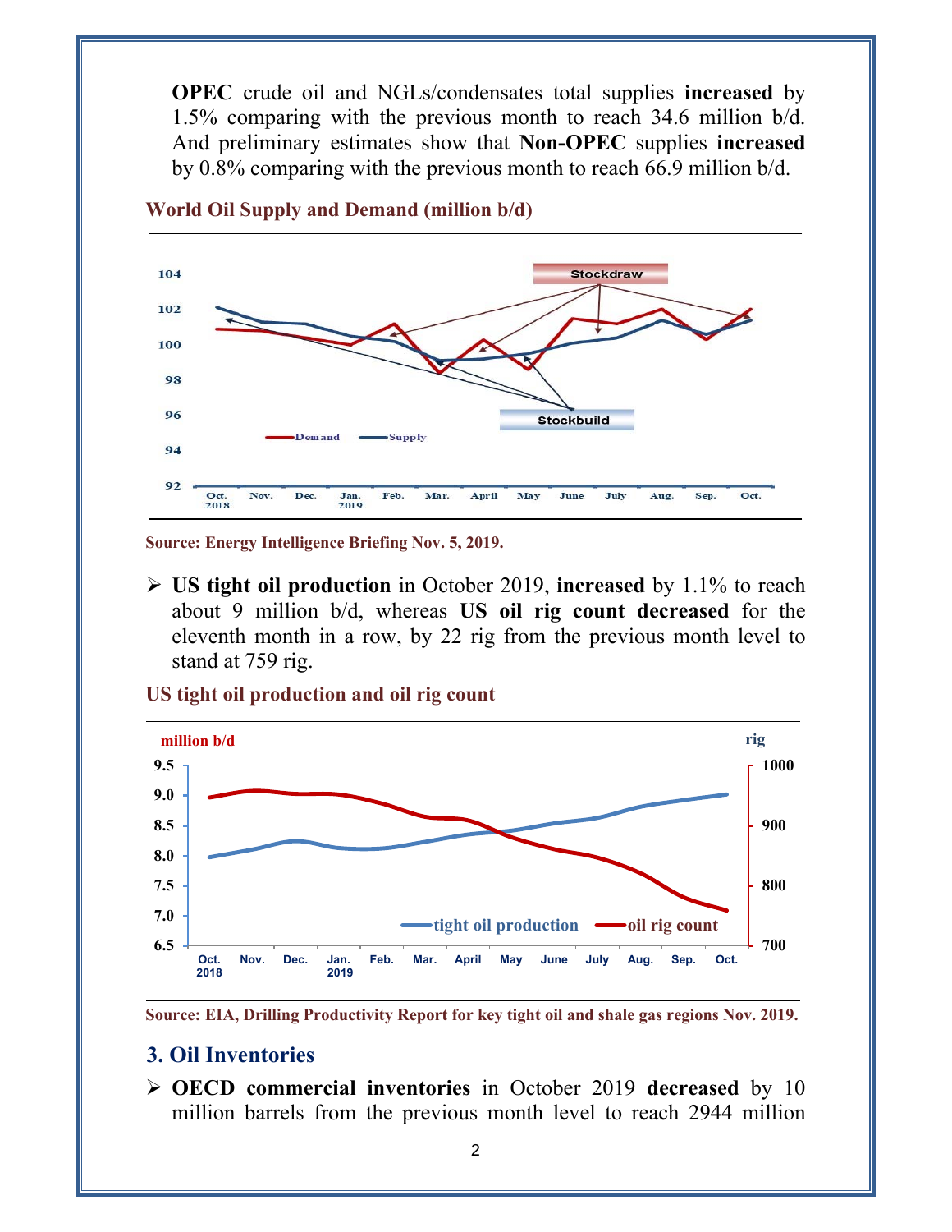**OPEC** crude oil and NGLs/condensates total supplies **increased** by 1.5% comparing with the previous month to reach 34.6 million b/d. And preliminary estimates show that **Non-OPEC** supplies **increased** by 0.8% comparing with the previous month to reach 66.9 million b/d.

**World Oil Supply and Demand (million b/d)**

**Source: Energy Intelligence Briefing Nov. 5, 2019.**

- **US tight oil production** in October 2019, **increased** by 1.1% to reach about 9 million b/d, whereas **US oil rig count decreased** for the eleventh month in a row, by 22 rig from the previous month level to stand at 759 rig.

**US tight oil production and oil rig count**

**Source: EIA, Drilling Productivity Report for key tight oil and shale gas regions Nov. 2019.**

## 3. Oil Inventories

- **OECD commercial inventories** in October 2019 **decreased** by 10 million barrels from the previous month level to reach 2944 million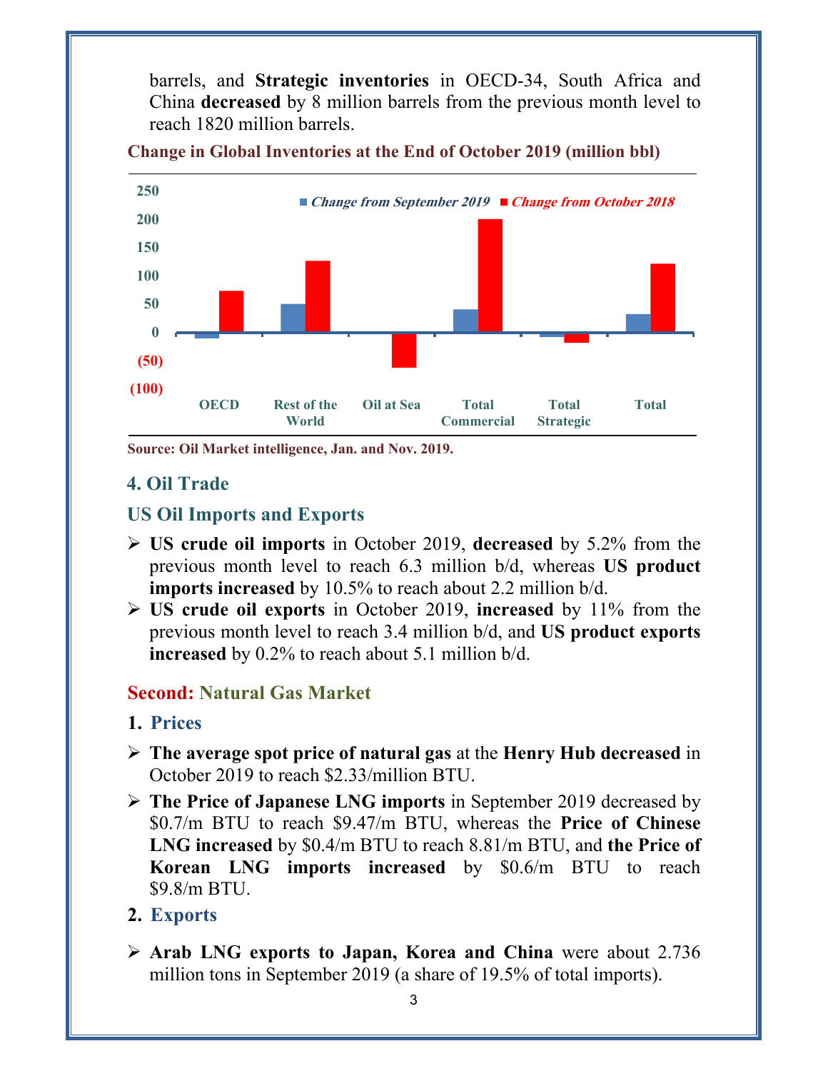barrels, and **Strategic inventories** in OECD-34, South Africa and China **decreased** by 8 million barrels from the previous month level to reach 1820 million barrels.

**Change in Global Inventories at the End of October 2019 (million bbl)**

250
200
150
100
50
0
(50)
(100)

*Change from September 2019*
*Change from October 2018*

OECD
Rest of the World
Oil at Sea
Total Commercial
Total Strategic
Total

**Source: Oil Market intelligence, Jan. and Nov. 2019.**

## 4. Oil Trade

### US Oil Imports and Exports

- **US crude oil imports** in October 2019, **decreased** by 5.2% from the previous month level to reach 6.3 million b/d, whereas **US product imports increased** by 10.5% to reach about 2.2 million b/d.
- **US crude oil exports** in October 2019, **increased** by 11% from the previous month level to reach 3.4 million b/d, and **US product exports increased** by 0.2% to reach about 5.1 million b/d.

## Second: Natural Gas Market

### 1. Prices

- **The average spot price of natural gas** at the **Henry Hub decreased** in October 2019 to reach $2.33/million BTU.
- **The Price of Japanese LNG imports** in September 2019 decreased by $0.7/m BTU to reach $9.47/m BTU, whereas the **Price of Chinese LNG increased** by $0.4/m BTU to reach 8.81/m BTU, and **the Price of Korean LNG imports increased** by $0.6/m BTU to reach $9.8/m BTU.

### 2. Exports

- **Arab LNG exports to Japan, Korea and China** were about 2.736 million tons in September 2019 (a share of 19.5% of total imports).